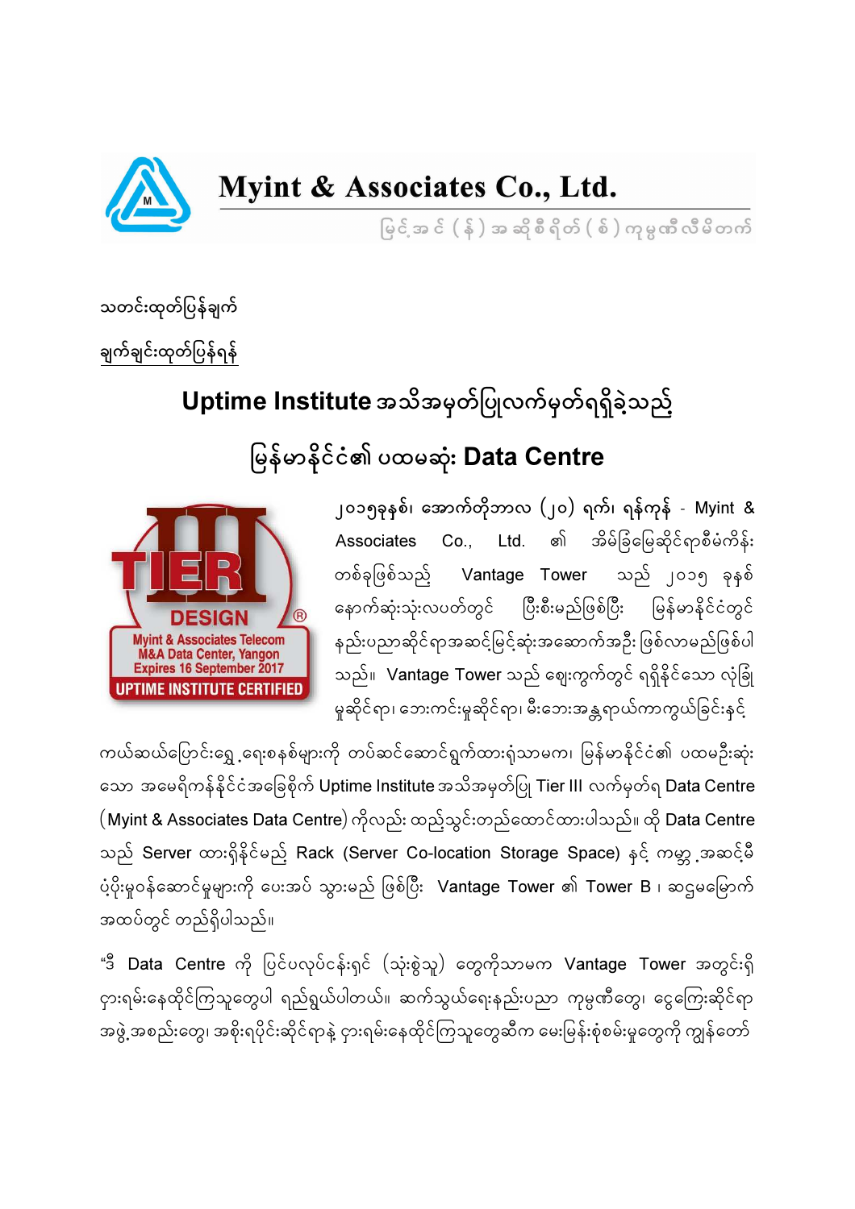# Myint & Associates Co., Ltd.

မြင့်အင် (န်) အဆိုစီရိတ် (စ်) ကုမ္ပဏီလီမိတက်

သတင်းထုတ်ပြန်ချက်

<u>ချက်ချင်းထုတ်ပြန်ရန်</u>

## Uptime Institute အသိအမှတ်ပြုလက်မှတ်ရရှိခဲ့သည့် မြန်မာနိုင်ငံ၏ ပထမဆုံး Data Centre

TIER III DESIGN
Myint & Associates Telecom M&A Data Center, Yangon
Expires 16 September 2017
UPTIME INSTITUTE CERTIFIED

၂၀၁၅ခုနှစ်၊ အောက်တိုဘာလ (၂၀) ရက်၊ ရန်ကုန် - Myint & Associates Co., Ltd. ၏ အိမ်ခြံမြေဆိုင်ရာစီမံကိန်း တစ်ခုဖြစ်သည့် Vantage Tower သည် ၂၀၁၅ ခုနှစ် နောက်ဆုံးသုံးလပတ်တွင် ပြီးစီးမည်ဖြစ်ပြီး မြန်မာနိုင်ငံတွင် နည်းပညာဆိုင်ရာအဆင့်မြင့်ဆုံးအဆောက်အဦး ဖြစ်လာမည်ဖြစ်ပါသည်။ Vantage Tower သည် ဈေးကွက်တွင် ရရှိနိုင်သော လုံခြုံမှုဆိုင်ရာ၊ ဘေးကင်းမှုဆိုင်ရာ၊ မီးဘေးအန္တရာယ်ကာကွယ်ခြင်းနှင့် ကယ်ဆယ်ပြောင်းရွှေ့ရေးစနစ်များကို တပ်ဆင်ဆောင်ရွက်ထားရုံသာမက၊ မြန်မာနိုင်ငံ၏ ပထမဦးဆုံးသော အမေရိကန်နိုင်ငံအခြေစိုက် Uptime Institute အသိအမှတ်ပြု Tier III လက်မှတ်ရ Data Centre (Myint & Associates Data Centre) ကိုလည်း ထည့်သွင်းတည်ထောင်ထားပါသည်။ ထို Data Centre သည် Server ထားရှိနိုင်မည့် Rack (Server Co-location Storage Space) နှင့် ကမ္ဘာ့အဆင့်မီ ပံ့ပိုးမှုဝန်ဆောင်မှုများကို ပေးအပ် သွားမည် ဖြစ်ပြီး Vantage Tower ၏ Tower B ၊ ဆဋ္ဌမမြောက် အထပ်တွင် တည်ရှိပါသည်။

“ဒီ Data Centre ကို ပြင်ပလုပ်ငန်းရှင် (သုံးစွဲသူ) တွေကိုသာမက Vantage Tower အတွင်းရှိ ငှားရမ်းနေထိုင်ကြသူတွေပါ ရည်ရွယ်ပါတယ်။ ဆက်သွယ်ရေးနည်းပညာ ကုမ္ပဏီတွေ၊ ငွေကြေးဆိုင်ရာ အဖွဲ့အစည်းတွေ၊ အစိုးရပိုင်းဆိုင်ရာနဲ့ ငှားရမ်းနေထိုင်ကြသူတွေဆီက မေးမြန်းစုံစမ်းမှုတွေကို ကျွန်တော်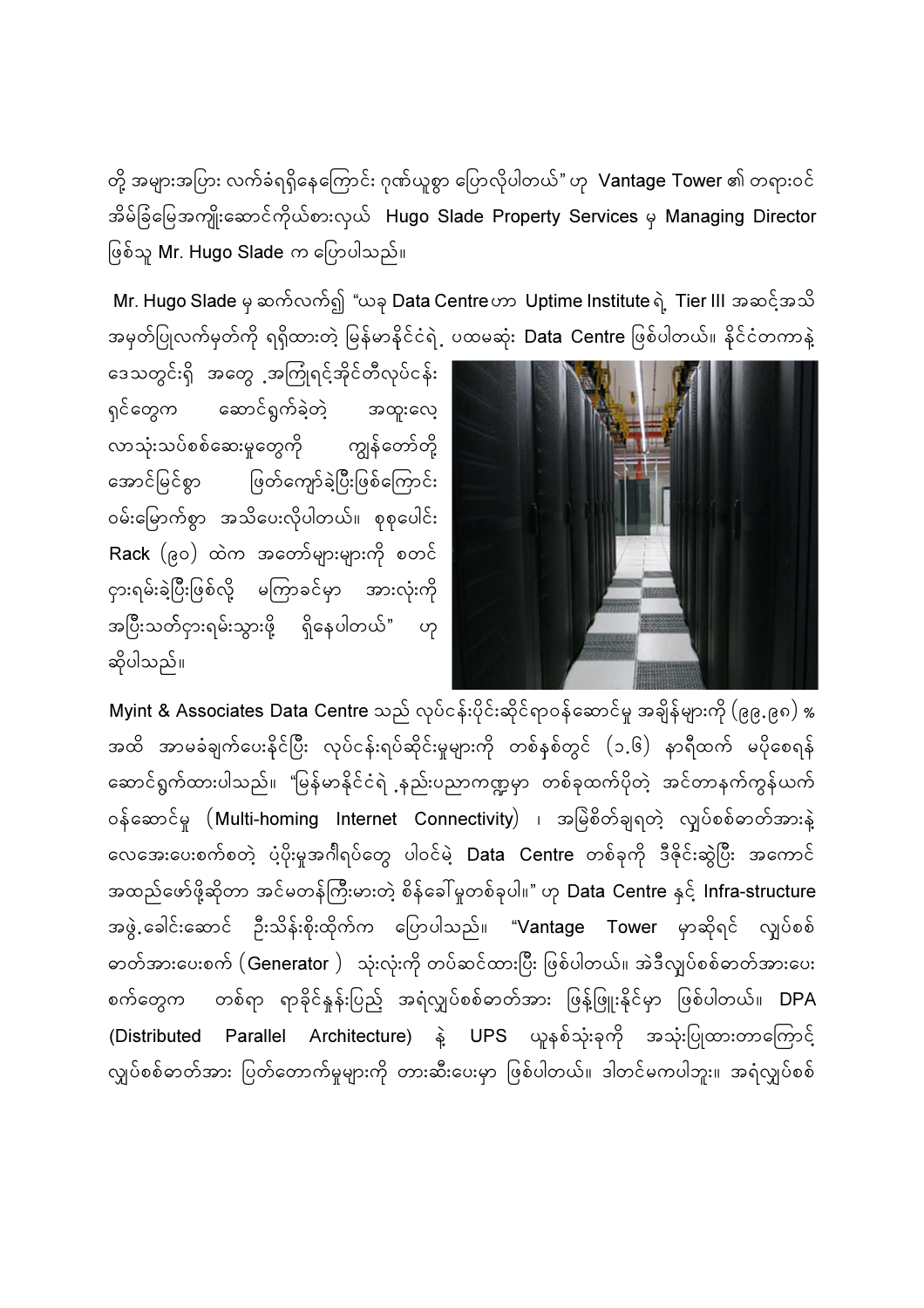တို့ အများအပြား လက်ခံရရှိနေကြောင်း ဂုဏ်ယူစွာ ပြောလိုပါတယ်" ဟု Vantage Tower ၏ တရားဝင် အိမ်ခြံမြေအကျိုးဆောင်ကိုယ်စားလှယ် Hugo Slade Property Services မှ Managing Director ဖြစ်သူ Mr. Hugo Slade က ပြောပါသည်။

Mr. Hugo Slade မှ ဆက်လက်၍ "ယခု Data Centre ဟာ Uptime Institute ရဲ့ Tier III အဆင့်အသိအမှတ်ပြုလက်မှတ်ကို ရရှိထားတဲ့ မြန်မာနိုင်ငံရဲ့ ပထမဆုံး Data Centre ဖြစ်ပါတယ်။ နိုင်ငံတကာနဲ့ ဒေသတွင်းရှိ အတွေ့အကြုံရင့်အိုင်တီလုပ်ငန်းရှင်တွေက ဆောင်ရွက်ခဲ့တဲ့ အထူးလေ့လာသုံးသပ်စစ်ဆေးမှုတွေကို ကျွန်တော်တို့ အောင်မြင်စွာ ဖြတ်ကျော်ခဲ့ပြီးဖြစ်ကြောင်း ဝမ်းမြောက်စွာ အသိပေးလိုပါတယ်။ စုစုပေါင်း Rack (၉၀) ထဲက အတော်များများကို စတင်ငှားရမ်းခဲ့ပြီးဖြစ်လို့ မကြာခင်မှာ အားလုံးကို အပြီးသတ်ငှားရမ်းသွားဖို့ ရှိနေပါတယ်" ဟု ဆိုပါသည်။

Myint & Associates Data Centre သည် လုပ်ငန်းပိုင်းဆိုင်ရာဝန်ဆောင်မှု အချိန်များကို (၉၉.၉၈) % အထိ အာမခံချက်ပေးနိုင်ပြီး လုပ်ငန်းရပ်ဆိုင်းမှုများကို တစ်နှစ်တွင် (၁.၆) နာရီထက် မပိုစေရန် ဆောင်ရွက်ထားပါသည်။ "မြန်မာနိုင်ငံရဲ့နည်းပညာကဏ္ဍမှာ တစ်ခုထက်ပိုတဲ့ အင်တာနက်ကွန်ယက်ဝန်ဆောင်မှု (Multi-homing Internet Connectivity) ၊ အမြဲစိတ်ချရတဲ့ လျှပ်စစ်ဓာတ်အားနဲ့ လေအေးပေးစက်စတဲ့ ပံ့ပိုးမှုအင်္ဂါရပ်တွေ ပါဝင်မဲ့ Data Centre တစ်ခုကို ဒီဇိုင်းဆွဲပြီး အကောင်အထည်ဖော်ဖို့ဆိုတာ အင်မတန်ကြီးမားတဲ့ စိန်ခေါ်မှုတစ်ခုပါ။" ဟု Data Centre နှင့် Infra-structure အဖွဲ့ခေါင်းဆောင် ဦးသိန်းစိုးထိုက်က ပြောပါသည်။ "Vantage Tower မှာဆိုရင် လျှပ်စစ်ဓာတ်အားပေးစက် (Generator ) သုံးလုံးကို တပ်ဆင်ထားပြီး ဖြစ်ပါတယ်။ အဲဒီလျှပ်စစ်ဓာတ်အားပေးစက်တွေက တစ်ရာ ရာခိုင်နှုန်းပြည့် အရံလျှပ်စစ်ဓာတ်အား ဖြန့်ဖြူးနိုင်မှာ ဖြစ်ပါတယ်။ DPA (Distributed Parallel Architecture) နဲ့ UPS ယူနစ်သုံးခုကို အသုံးပြုထားတာကြောင့် လျှပ်စစ်ဓာတ်အား ပြတ်တောက်မှုများကို တားဆီးပေးမှာ ဖြစ်ပါတယ်။ ဒါတင်မကပါဘူး။ အရံလျှပ်စစ်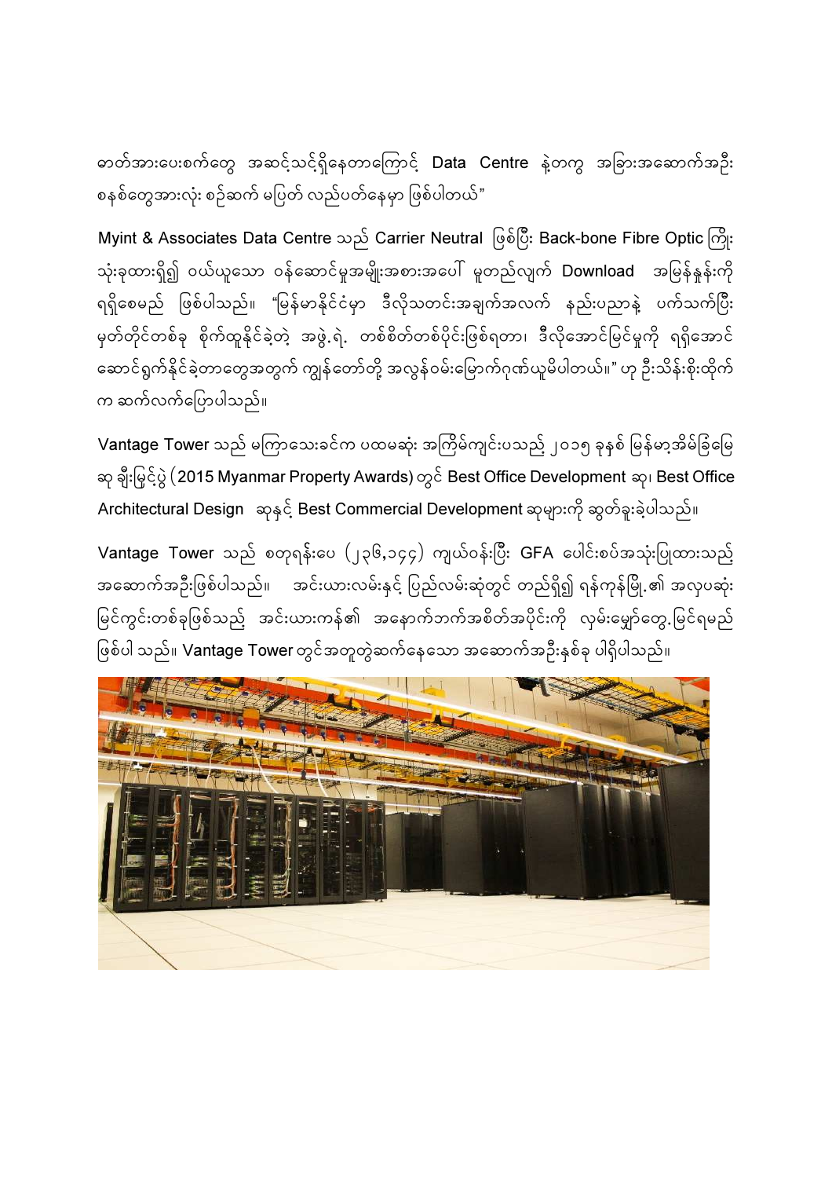ဓာတ်အားပေးစက်တွေ အဆင့်သင့်ရှိနေတာကြောင့် Data Centre နဲ့တကွ အခြားအဆောက်အဦး စနစ်တွေအားလုံး စဉ်ဆက် မပြတ် လည်ပတ်နေမှာ ဖြစ်ပါတယ်"

Myint & Associates Data Centre သည် Carrier Neutral ဖြစ်ပြီး Back-bone Fibre Optic ကြိုး သုံးခုထားရှိ၍ ဝယ်ယူသော ဝန်ဆောင်မှုအမျိုးအစားအပေါ် မူတည်လျက် Download အမြန်နှုန်းကို ရရှိစေမည် ဖြစ်ပါသည်။ "မြန်မာနိုင်ငံမှာ ဒီလိုသတင်းအချက်အလက် နည်းပညာနဲ့ ပက်သက်ပြီး မှတ်တိုင်တစ်ခု စိုက်ထူနိုင်ခဲ့တဲ့ အဖွဲ့ရဲ့ တစ်စိတ်တစ်ပိုင်းဖြစ်ရတာ၊ ဒီလိုအောင်မြင်မှုကို ရရှိအောင် ဆောင်ရွက်နိုင်ခဲ့တာတွေအတွက် ကျွန်တော်တို့ အလွန်ဝမ်းမြောက်ဂုဏ်ယူမိပါတယ်။" ဟု ဦးသိန်းစိုးထိုက် က ဆက်လက်ပြောပါသည်။

Vantage Tower သည် မကြာသေးခင်က ပထမဆုံး အကြိမ်ကျင်းပသည့် ၂၀၁၅ ခုနှစ် မြန်မာ့အိမ်ခြံမြေ ဆု ချီးမြှင့်ပွဲ (2015 Myanmar Property Awards) တွင် Best Office Development ဆု၊ Best Office Architectural Design ဆုနှင့် Best Commercial Development ဆုများကို ဆွတ်ခူးခဲ့ပါသည်။

Vantage Tower သည် စတုရန်းပေ (၂၃၆,၁၄၄) ကျယ်ဝန်းပြီး GFA ပေါင်းစပ်အသုံးပြုထားသည့် အဆောက်အဦးဖြစ်ပါသည်။ အင်းယားလမ်းနှင့် ပြည်လမ်းဆုံတွင် တည်ရှိ၍ ရန်ကုန်မြို့၏ အလှပဆုံး မြင်ကွင်းတစ်ခုဖြစ်သည့် အင်းယားကန်၏ အနောက်ဘက်အစိတ်အပိုင်းကို လှမ်းမျှော်တွေ့မြင်ရမည် ဖြစ်ပါ သည်။ Vantage Tower တွင်အတူတွဲဆက်နေသော အဆောက်အဦးနှစ်ခု ပါရှိပါသည်။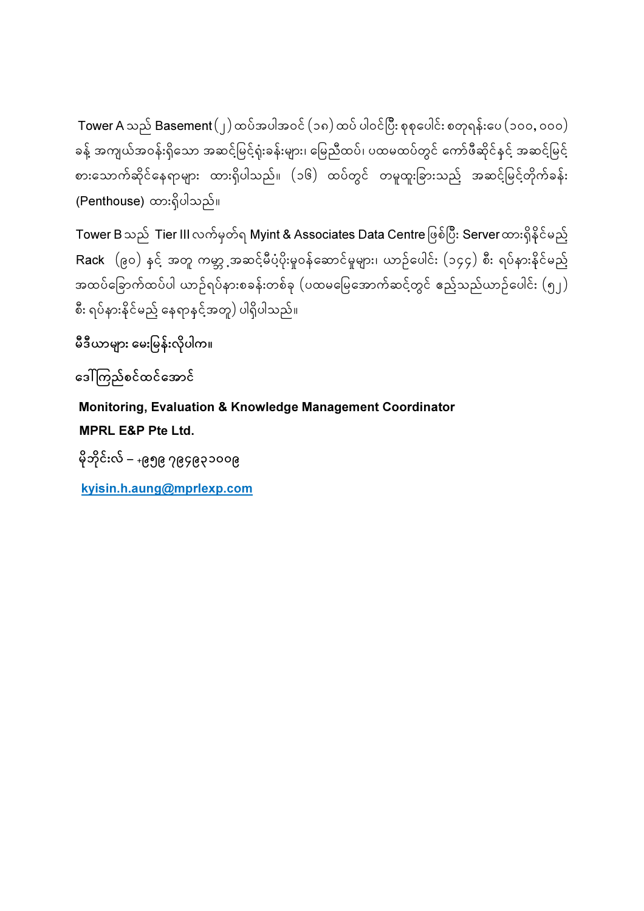Tower A သည် Basement (၂) ထပ်အပါအဝင် (၁၈) ထပ် ပါဝင်ပြီး စုစုပေါင်း စတုရန်းပေ (၁၀၀, ၀၀၀) ခန့် အကျယ်အဝန်းရှိသော အဆင့်မြင့်ရုံးခန်းများ၊ မြေညီထပ်၊ ပထမထပ်တွင် ကော်ဖီဆိုင်နှင့် အဆင့်မြင့် စားသောက်ဆိုင်နေရာများ ထားရှိပါသည်။ (၁၆) ထပ်တွင် တမူထူးခြားသည့် အဆင့်မြင့်တိုက်ခန်း (Penthouse) ထားရှိပါသည်။

Tower B သည် Tier III လက်မှတ်ရ Myint & Associates Data Centre ဖြစ်ပြီး Server ထားရှိနိုင်မည့် Rack (၉၀) နှင့် အတူ ကမ္ဘာ့အဆင့်မီပံ့ပိုးမှုဝန်ဆောင်မှုများ၊ ယာဉ်ပေါင်း (၁၄၄) စီး ရပ်နားနိုင်မည့် အထပ်ခြောက်ထပ်ပါ ယာဉ်ရပ်နားစခန်းတစ်ခု (ပထမမြေအောက်ဆင့်တွင် ဧည့်သည်ယာဉ်ပေါင်း (၅၂) စီး ရပ်နားနိုင်မည့် နေရာနှင့်အတူ) ပါရှိပါသည်။

**မီဒီယာများ မေးမြန်းလိုပါက။**

**ဒေါ်ကြည်စင်ထင်အောင်**

**Monitoring, Evaluation & Knowledge Management Coordinator**

**MPRL E&P Pte Ltd.**

မိုဘိုင်းလ် – +၉၅၉ ၇၆၄၉၃၁၀၀၉

kyisin.h.aung@mprlexp.com